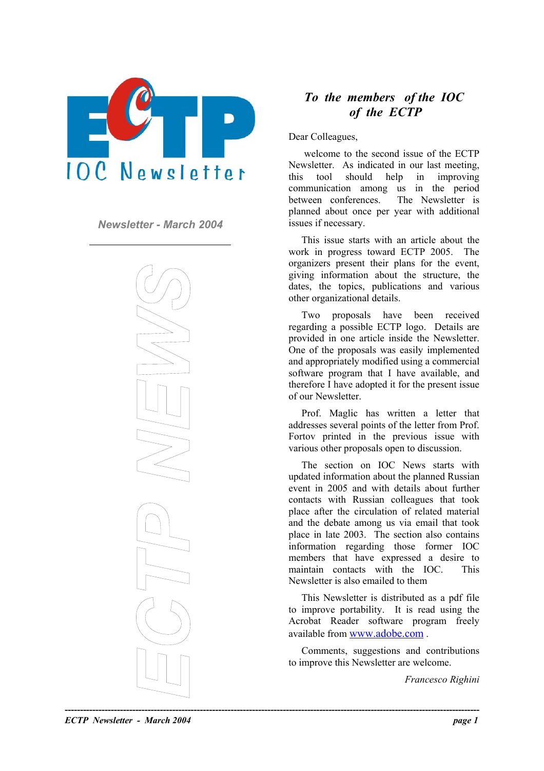# ECTP IOC Newsletter

*Newsletter - March 2004*

ECTP NEWS

## *To the members of the IOC of the ECTP*

Dear Colleagues,

welcome to the second issue of the ECTP Newsletter. As indicated in our last meeting, this tool should help in improving communication among us in the period between conferences. The Newsletter is planned about once per year with additional issues if necessary.

This issue starts with an article about the work in progress toward ECTP 2005. The organizers present their plans for the event, giving information about the structure, the dates, the topics, publications and various other organizational details.

Two proposals have been received regarding a possible ECTP logo. Details are provided in one article inside the Newsletter. One of the proposals was easily implemented and appropriately modified using a commercial software program that I have available, and therefore I have adopted it for the present issue of our Newsletter.

Prof. Maglic has written a letter that addresses several points of the letter from Prof. Fortov printed in the previous issue with various other proposals open to discussion.

The section on IOC News starts with updated information about the planned Russian event in 2005 and with details about further contacts with Russian colleagues that took place after the circulation of related material and the debate among us via email that took place in late 2003. The section also contains information regarding those former IOC members that have expressed a desire to maintain contacts with the IOC. This Newsletter is also emailed to them

This Newsletter is distributed as a pdf file to improve portability. It is read using the Acrobat Reader software program freely available from www.adobe.com .

Comments, suggestions and contributions to improve this Newsletter are welcome.

*Francesco Righini*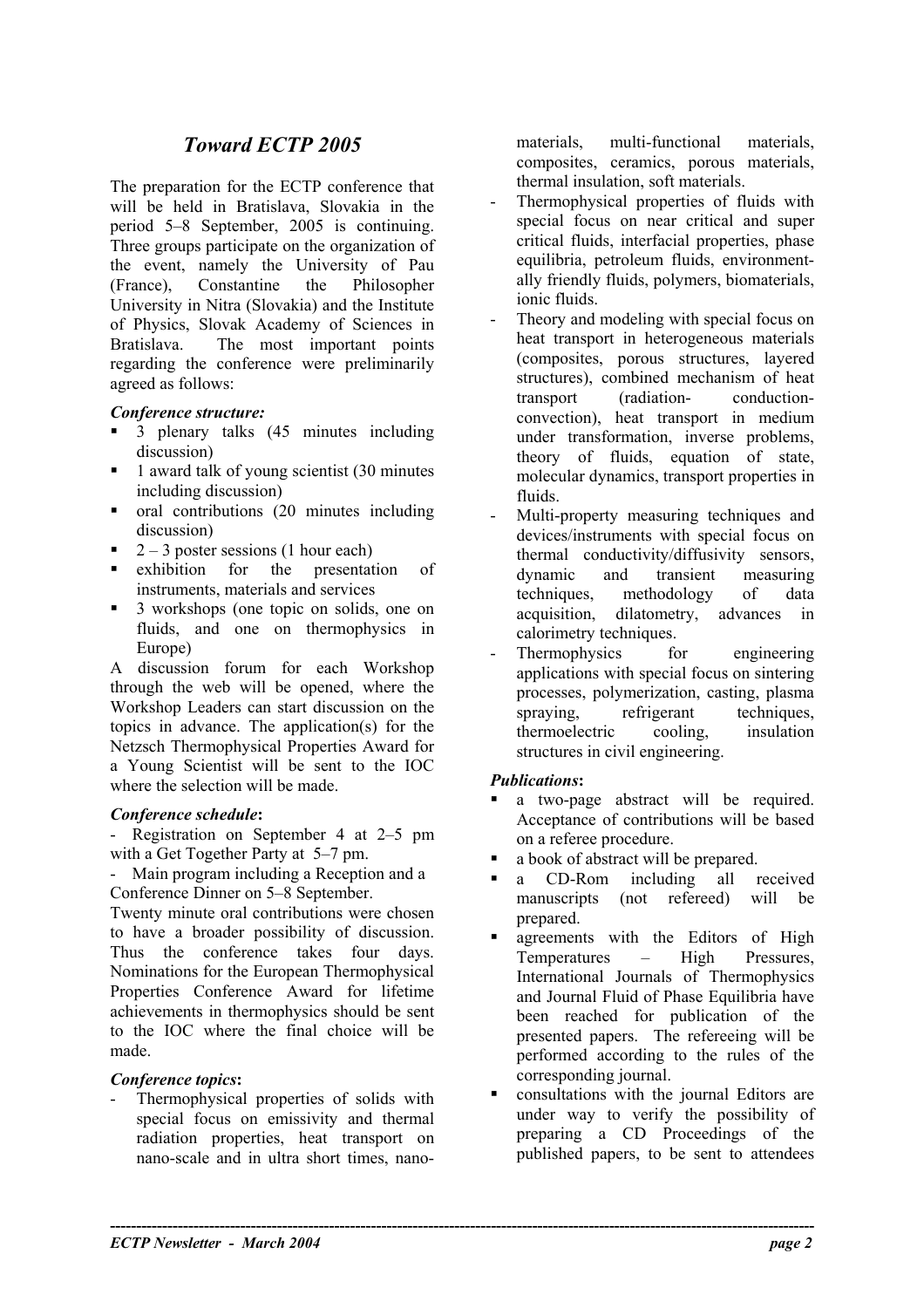## *Toward ECTP 2005*

The preparation for the ECTP conference that will be held in Bratislava, Slovakia in the period 5–8 September, 2005 is continuing. Three groups participate on the organization of the event, namely the University of Pau (France), Constantine the Philosopher University in Nitra (Slovakia) and the Institute of Physics, Slovak Academy of Sciences in Bratislava. The most important points regarding the conference were preliminarily agreed as follows:

***Conference structure:***

- 3 plenary talks (45 minutes including discussion)
- 1 award talk of young scientist (30 minutes including discussion)
- oral contributions (20 minutes including discussion)
- 2 – 3 poster sessions (1 hour each)
- exhibition for the presentation of instruments, materials and services
- 3 workshops (one topic on solids, one on fluids, and one on thermophysics in Europe)

A discussion forum for each Workshop through the web will be opened, where the Workshop Leaders can start discussion on the topics in advance. The application(s) for the Netzsch Thermophysical Properties Award for a Young Scientist will be sent to the IOC where the selection will be made.

***Conference schedule*:**

- Registration on September 4 at 2–5 pm with a Get Together Party at 5–7 pm.
- Main program including a Reception and a Conference Dinner on 5–8 September.

Twenty minute oral contributions were chosen to have a broader possibility of discussion. Thus the conference takes four days. Nominations for the European Thermophysical Properties Conference Award for lifetime achievements in thermophysics should be sent to the IOC where the final choice will be made.

***Conference topics*:**

- Thermophysical properties of solids with special focus on emissivity and thermal radiation properties, heat transport on nano-scale and in ultra short times, nano-materials, multi-functional materials, composites, ceramics, porous materials, thermal insulation, soft materials.
- Thermophysical properties of fluids with special focus on near critical and super critical fluids, interfacial properties, phase equilibria, petroleum fluids, environmentally friendly fluids, polymers, biomaterials, ionic fluids.
- Theory and modeling with special focus on heat transport in heterogeneous materials (composites, porous structures, layered structures), combined mechanism of heat transport (radiation- conduction-convection), heat transport in medium under transformation, inverse problems, theory of fluids, equation of state, molecular dynamics, transport properties in fluids.
- Multi-property measuring techniques and devices/instruments with special focus on thermal conductivity/diffusivity sensors, dynamic and transient measuring techniques, methodology of data acquisition, dilatometry, advances in calorimetry techniques.
- Thermophysics for engineering applications with special focus on sintering processes, polymerization, casting, plasma spraying, refrigerant techniques, thermoelectric cooling, insulation structures in civil engineering.

***Publications*:**

- a two-page abstract will be required. Acceptance of contributions will be based on a referee procedure.
- a book of abstract will be prepared.
- a CD-Rom including all received manuscripts (not refereed) will be prepared.
- agreements with the Editors of High Temperatures – High Pressures, International Journals of Thermophysics and Journal Fluid of Phase Equilibria have been reached for publication of the presented papers. The refereeing will be performed according to the rules of the corresponding journal.
- consultations with the journal Editors are under way to verify the possibility of preparing a CD Proceedings of the published papers, to be sent to attendees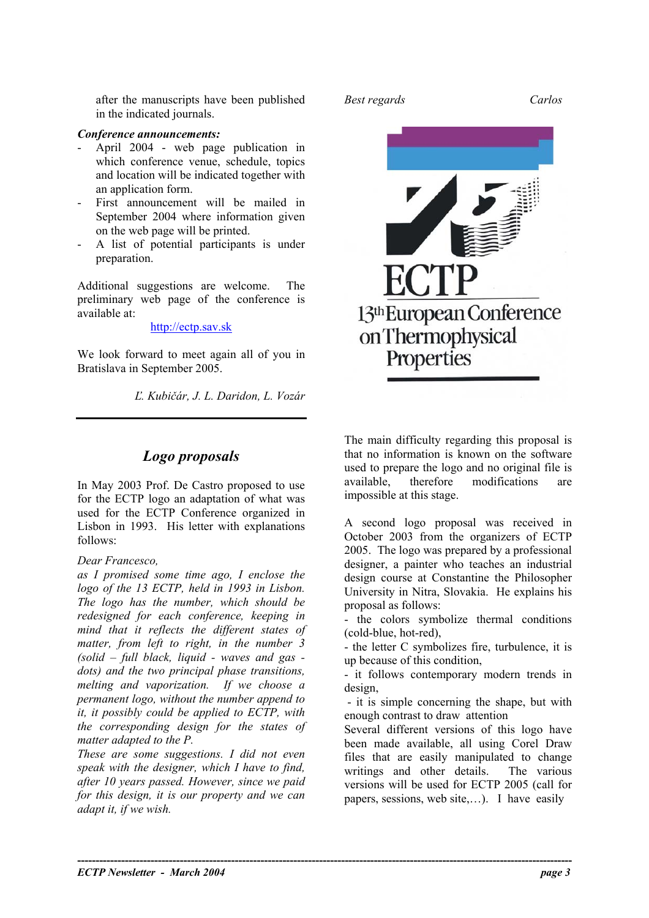after the manuscripts have been published in the indicated journals.

***Conference announcements:***

- April 2004 - web page publication in which conference venue, schedule, topics and location will be indicated together with an application form.
- First announcement will be mailed in September 2004 where information given on the web page will be printed.
- A list of potential participants is under preparation.

Additional suggestions are welcome. The preliminary web page of the conference is available at:

http://ectp.sav.sk

We look forward to meet again all of you in Bratislava in September 2005.

*Ľ. Kubičár, J. L. Daridon, L. Vozár*

## *Logo proposals*

In May 2003 Prof. De Castro proposed to use for the ECTP logo an adaptation of what was used for the ECTP Conference organized in Lisbon in 1993. His letter with explanations follows:

*Dear Francesco,*

*as I promised some time ago, I enclose the logo of the 13 ECTP, held in 1993 in Lisbon. The logo has the number, which should be redesigned for each conference, keeping in mind that it reflects the different states of matter, from left to right, in the number 3 (solid – full black, liquid - waves and gas - dots) and the two principal phase transitions, melting and vaporization. If we choose a permanent logo, without the number append to it, it possibly could be applied to ECTP, with the corresponding design for the states of matter adapted to the P.*

*These are some suggestions. I did not even speak with the designer, which I have to find, after 10 years passed. However, since we paid for this design, it is our property and we can adapt it, if we wish.*

*Best regards Carlos*

ECTP
13th European Conference on Thermophysical Properties

The main difficulty regarding this proposal is that no information is known on the software used to prepare the logo and no original file is available, therefore modifications are impossible at this stage.

A second logo proposal was received in October 2003 from the organizers of ECTP 2005. The logo was prepared by a professional designer, a painter who teaches an industrial design course at Constantine the Philosopher University in Nitra, Slovakia. He explains his proposal as follows:

- the colors symbolize thermal conditions (cold-blue, hot-red),
- the letter C symbolizes fire, turbulence, it is up because of this condition,
- it follows contemporary modern trends in design,
- it is simple concerning the shape, but with enough contrast to draw attention

Several different versions of this logo have been made available, all using Corel Draw files that are easily manipulated to change writings and other details. The various versions will be used for ECTP 2005 (call for papers, sessions, web site,…). I have easily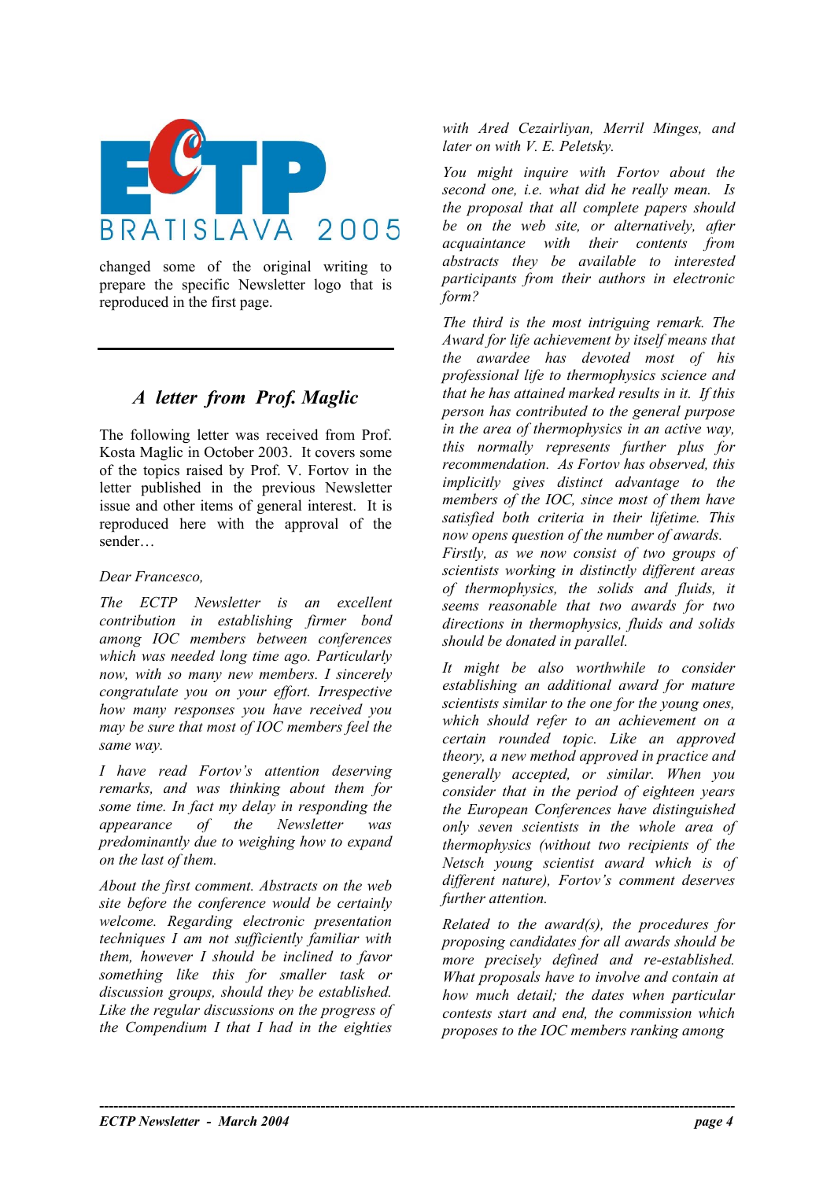changed some of the original writing to prepare the specific Newsletter logo that is reproduced in the first page.

## *A letter from Prof. Maglic*

The following letter was received from Prof. Kosta Maglic in October 2003. It covers some of the topics raised by Prof. V. Fortov in the letter published in the previous Newsletter issue and other items of general interest. It is reproduced here with the approval of the sender…

*Dear Francesco,*

*The ECTP Newsletter is an excellent contribution in establishing firmer bond among IOC members between conferences which was needed long time ago. Particularly now, with so many new members. I sincerely congratulate you on your effort. Irrespective how many responses you have received you may be sure that most of IOC members feel the same way.*

*I have read Fortov's attention deserving remarks, and was thinking about them for some time. In fact my delay in responding the appearance of the Newsletter was predominantly due to weighing how to expand on the last of them.*

*About the first comment. Abstracts on the web site before the conference would be certainly welcome. Regarding electronic presentation techniques I am not sufficiently familiar with them, however I should be inclined to favor something like this for smaller task or discussion groups, should they be established. Like the regular discussions on the progress of the Compendium I that I had in the eighties with Ared Cezairliyan, Merril Minges, and later on with V. E. Peletsky.*

*You might inquire with Fortov about the second one, i.e. what did he really mean. Is the proposal that all complete papers should be on the web site, or alternatively, after acquaintance with their contents from abstracts they be available to interested participants from their authors in electronic form?*

*The third is the most intriguing remark. The Award for life achievement by itself means that the awardee has devoted most of his professional life to thermophysics science and that he has attained marked results in it. If this person has contributed to the general purpose in the area of thermophysics in an active way, this normally represents further plus for recommendation. As Fortov has observed, this implicitly gives distinct advantage to the members of the IOC, since most of them have satisfied both criteria in their lifetime. This now opens question of the number of awards. Firstly, as we now consist of two groups of scientists working in distinctly different areas of thermophysics, the solids and fluids, it seems reasonable that two awards for two directions in thermophysics, fluids and solids should be donated in parallel.*

*It might be also worthwhile to consider establishing an additional award for mature scientists similar to the one for the young ones, which should refer to an achievement on a certain rounded topic. Like an approved theory, a new method approved in practice and generally accepted, or similar. When you consider that in the period of eighteen years the European Conferences have distinguished only seven scientists in the whole area of thermophysics (without two recipients of the Netsch young scientist award which is of different nature), Fortov's comment deserves further attention.*

*Related to the award(s), the procedures for proposing candidates for all awards should be more precisely defined and re-established. What proposals have to involve and contain at how much detail; the dates when particular contests start and end, the commission which proposes to the IOC members ranking among*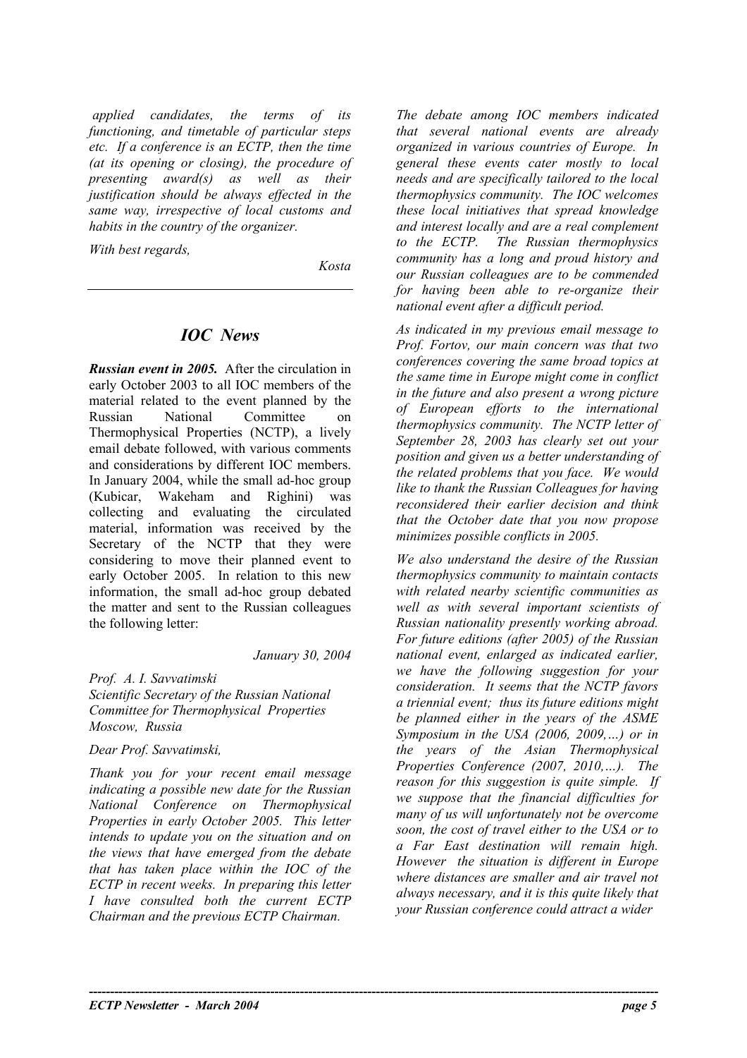*applied candidates, the terms of its functioning, and timetable of particular steps etc. If a conference is an ECTP, then the time (at its opening or closing), the procedure of presenting award(s) as well as their justification should be always effected in the same way, irrespective of local customs and habits in the country of the organizer.*

*With best regards,*

*Kosta*

---

## IOC News

***Russian event in 2005.*** After the circulation in early October 2003 to all IOC members of the material related to the event planned by the Russian National Committee on Thermophysical Properties (NCTP), a lively email debate followed, with various comments and considerations by different IOC members. In January 2004, while the small ad-hoc group (Kubicar, Wakeham and Righini) was collecting and evaluating the circulated material, information was received by the Secretary of the NCTP that they were considering to move their planned event to early October 2005. In relation to this new information, the small ad-hoc group debated the matter and sent to the Russian colleagues the following letter:

*January 30, 2004*

*Prof. A. I. Savvatimski*
*Scientific Secretary of the Russian National Committee for Thermophysical Properties*
*Moscow, Russia*

*Dear Prof. Savvatimski,*

*Thank you for your recent email message indicating a possible new date for the Russian National Conference on Thermophysical Properties in early October 2005. This letter intends to update you on the situation and on the views that have emerged from the debate that has taken place within the IOC of the ECTP in recent weeks. In preparing this letter I have consulted both the current ECTP Chairman and the previous ECTP Chairman.*

*The debate among IOC members indicated that several national events are already organized in various countries of Europe. In general these events cater mostly to local needs and are specifically tailored to the local thermophysics community. The IOC welcomes these local initiatives that spread knowledge and interest locally and are a real complement to the ECTP. The Russian thermophysics community has a long and proud history and our Russian colleagues are to be commended for having been able to re-organize their national event after a difficult period.*

*As indicated in my previous email message to Prof. Fortov, our main concern was that two conferences covering the same broad topics at the same time in Europe might come in conflict in the future and also present a wrong picture of European efforts to the international thermophysics community. The NCTP letter of September 28, 2003 has clearly set out your position and given us a better understanding of the related problems that you face. We would like to thank the Russian Colleagues for having reconsidered their earlier decision and think that the October date that you now propose minimizes possible conflicts in 2005.*

*We also understand the desire of the Russian thermophysics community to maintain contacts with related nearby scientific communities as well as with several important scientists of Russian nationality presently working abroad. For future editions (after 2005) of the Russian national event, enlarged as indicated earlier, we have the following suggestion for your consideration. It seems that the NCTP favors a triennial event; thus its future editions might be planned either in the years of the ASME Symposium in the USA (2006, 2009,…) or in the years of the Asian Thermophysical Properties Conference (2007, 2010,…). The reason for this suggestion is quite simple. If we suppose that the financial difficulties for many of us will unfortunately not be overcome soon, the cost of travel either to the USA or to a Far East destination will remain high. However the situation is different in Europe where distances are smaller and air travel not always necessary, and it is this quite likely that your Russian conference could attract a wider*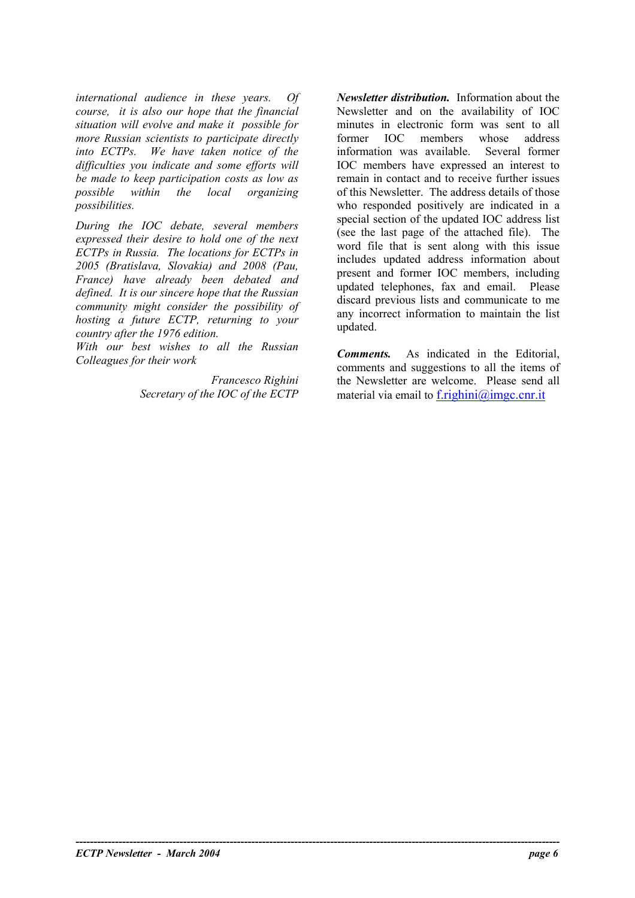*international audience in these years. Of course, it is also our hope that the financial situation will evolve and make it possible for more Russian scientists to participate directly into ECTPs. We have taken notice of the difficulties you indicate and some efforts will be made to keep participation costs as low as possible within the local organizing possibilities.*

*During the IOC debate, several members expressed their desire to hold one of the next ECTPs in Russia. The locations for ECTPs in 2005 (Bratislava, Slovakia) and 2008 (Pau, France) have already been debated and defined. It is our sincere hope that the Russian community might consider the possibility of hosting a future ECTP, returning to your country after the 1976 edition.*

*With our best wishes to all the Russian Colleagues for their work*

*Francesco Righini*
*Secretary of the IOC of the ECTP*

***Newsletter distribution.*** Information about the Newsletter and on the availability of IOC minutes in electronic form was sent to all former IOC members whose address information was available. Several former IOC members have expressed an interest to remain in contact and to receive further issues of this Newsletter. The address details of those who responded positively are indicated in a special section of the updated IOC address list (see the last page of the attached file). The word file that is sent along with this issue includes updated address information about present and former IOC members, including updated telephones, fax and email. Please discard previous lists and communicate to me any incorrect information to maintain the list updated.

***Comments.*** As indicated in the Editorial, comments and suggestions to all the items of the Newsletter are welcome. Please send all material via email to f.righini@imgc.cnr.it